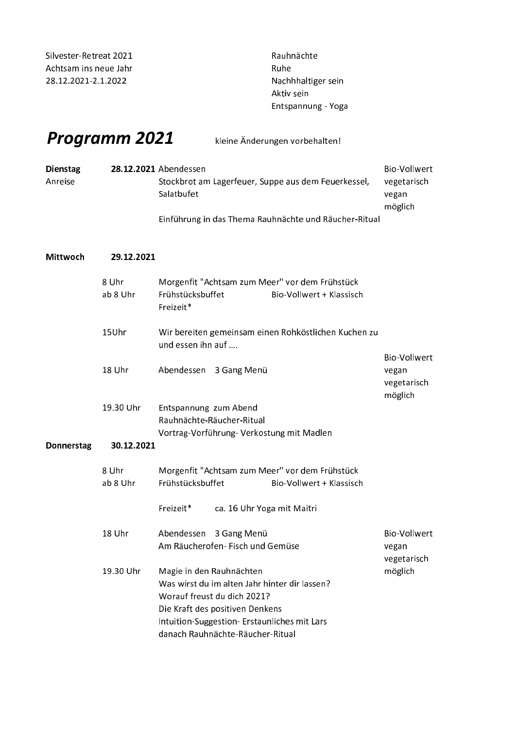Silvester-Retreat 2021
Achtsam ins neue Jahr
28.12.2021-2.1.2022

Rauhnächte
Ruhe
Nachhhaltiger sein
Aktiv sein
Entspannung - Yoga

# *Programm 2021*

kleine Änderungen vorbehalten!

**Dienstag** **28.12.2021**
Anreise

Abendessen
Stockbrot am Lagerfeuer, Suppe aus dem Feuerkessel, Salatbufet

Bio-Vollwert vegetarisch vegan möglich

Einführung in das Thema Rauhnächte und Räucher-Ritual

**Mittwoch** **29.12.2021**

| | | |
|---|---|---|
| 8 Uhr | Morgenfit "Achtsam zum Meer" vor dem Frühstück | |
| ab 8 Uhr | Frühstücksbuffet Bio-Vollwert + Klassisch | |
| | Freizeit* | |
| 15Uhr | Wir bereiten gemeinsam einen Rohköstlichen Kuchen zu und essen ihn auf …. | |
| 18 Uhr | Abendessen 3 Gang Menü | Bio-Vollwert vegan vegetarisch möglich |
| 19.30 Uhr | Entspannung zum Abend<br>Rauhnächte-Räucher-Ritual<br>Vortrag-Vorführung- Verkostung mit Madlen | |

**Donnerstag** **30.12.2021**

| | | |
|---|---|---|
| 8 Uhr | Morgenfit "Achtsam zum Meer" vor dem Frühstück | |
| ab 8 Uhr | Frühstücksbuffet Bio-Vollwert + Klassisch | |
| | Freizeit* ca. 16 Uhr Yoga mit Maitri | |
| 18 Uhr | Abendessen 3 Gang Menü<br>Am Räucherofen- Fisch und Gemüse | Bio-Vollwert vegan vegetarisch möglich |
| 19.30 Uhr | Magie in den Rauhnächten<br>Was wirst du im alten Jahr hinter dir lassen?<br>Worauf freust du dich 2021?<br>Die Kraft des positiven Denkens<br>Intuition-Suggestion- Erstaunliches mit Lars<br>danach Rauhnächte-Räucher-Ritual | |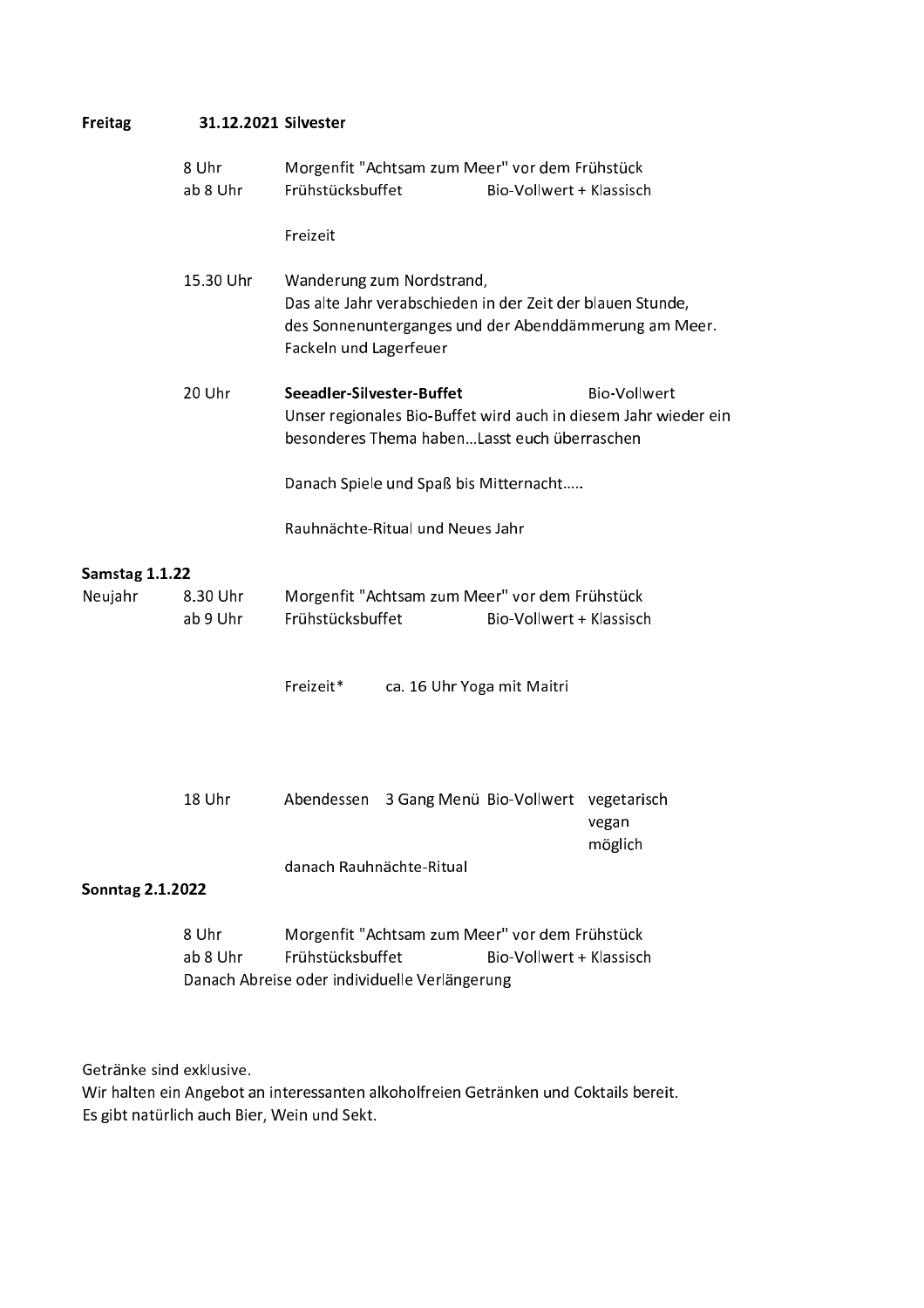**Freitag** **31.12.2021 Silvester**

| | | | | |
|---|---|---|---|---|
| | 8 Uhr | Morgenfit "Achtsam zum Meer" vor dem Frühstück | | |
| | ab 8 Uhr | Frühstücksbuffet | Bio-Vollwert + Klassisch | |
| | | Freizeit | | |
| | 15.30 Uhr | Wanderung zum Nordstrand,<br>Das alte Jahr verabschieden in der Zeit der blauen Stunde,<br>des Sonnenunterganges und der Abenddämmerung am Meer.<br>Fackeln und Lagerfeuer | | |
| | 20 Uhr | **Seeadler-Silvester-Buffet** | | Bio-Vollwert |
| | | Unser regionales Bio-Buffet wird auch in diesem Jahr wieder ein besonderes Thema haben…Lasst euch überraschen | | |
| | | Danach Spiele und Spaß bis Mitternacht….. | | |
| | | Rauhnächte-Ritual und Neues Jahr | | |

**Samstag 1.1.22**

| | | | | |
|---|---|---|---|---|
| Neujahr | 8.30 Uhr | Morgenfit "Achtsam zum Meer" vor dem Frühstück | | |
| | ab 9 Uhr | Frühstücksbuffet | Bio-Vollwert + Klassisch | |
| | | Freizeit* ca. 16 Uhr Yoga mit Maitri | | |
| | 18 Uhr | Abendessen 3 Gang Menü | Bio-Vollwert | vegetarisch<br>vegan<br>möglich |
| | | danach Rauhnächte-Ritual | | |

**Sonntag 2.1.2022**

| | | | |
|---|---|---|---|
| | 8 Uhr | Morgenfit "Achtsam zum Meer" vor dem Frühstück | |
| | ab 8 Uhr | Frühstücksbuffet | Bio-Vollwert + Klassisch |

Danach Abreise oder individuelle Verlängerung

Getränke sind exklusive.
Wir halten ein Angebot an interessanten alkoholfreien Getränken und Coktails bereit.
Es gibt natürlich auch Bier, Wein und Sekt.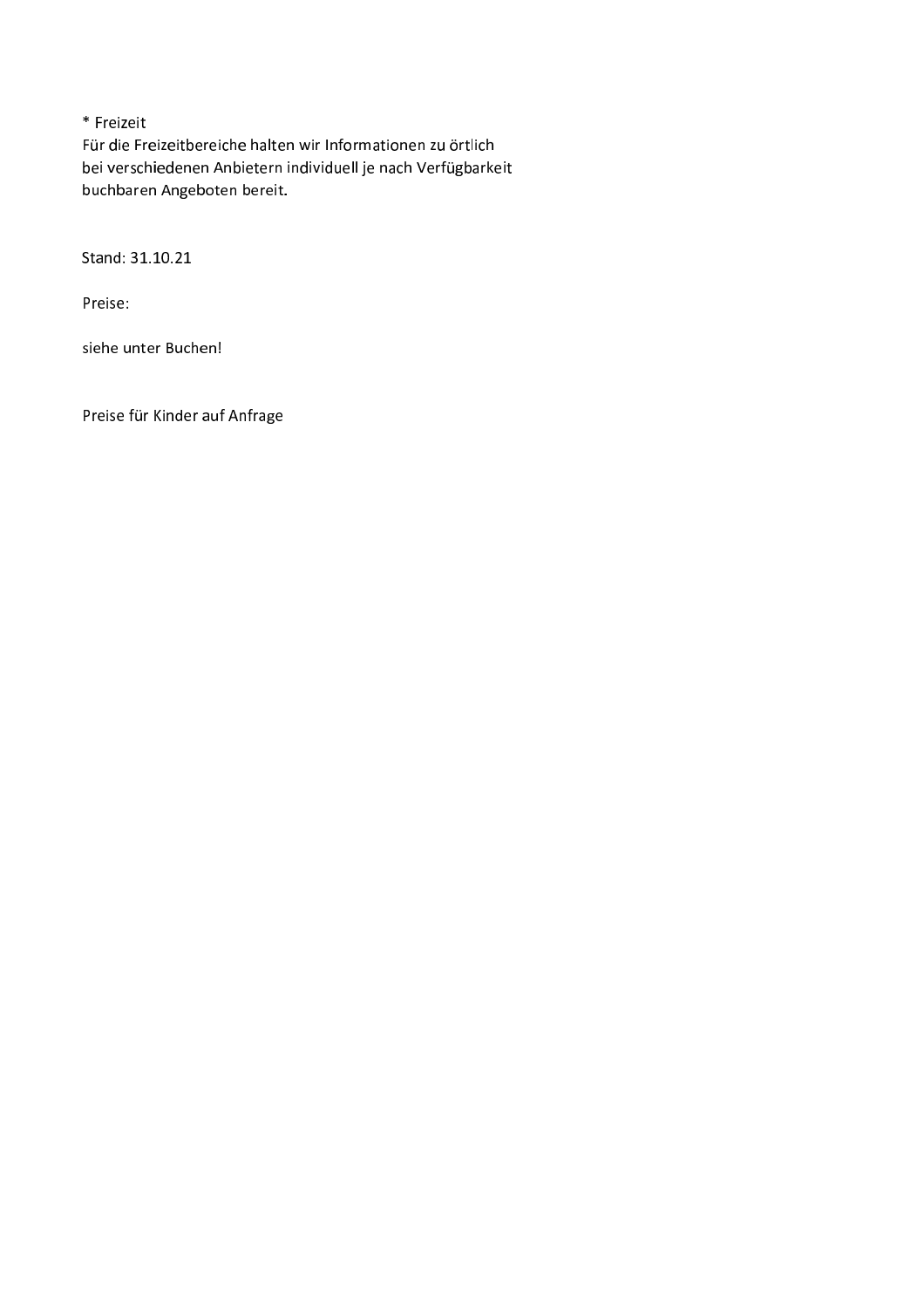* Freizeit
Für die Freizeitbereiche halten wir Informationen zu örtlich bei verschiedenen Anbietern individuell je nach Verfügbarkeit buchbaren Angeboten bereit.

Stand: 31.10.21

Preise:

siehe unter Buchen!

Preise für Kinder auf Anfrage